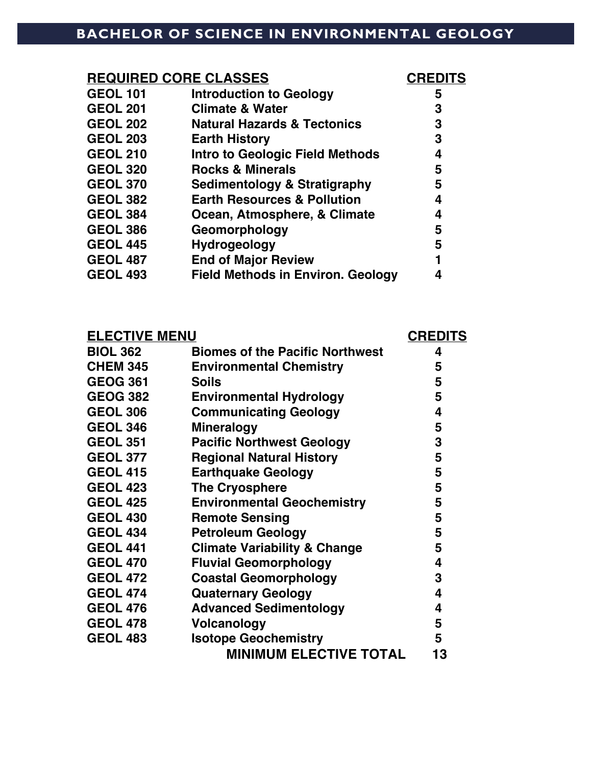# BACHELOR OF SCIENCE IN ENVIRONMENTAL GEOLOGY

| REQUIRED CORE CLASSES | | CREDITS |
|---|---|---|
| GEOL 101 | Introduction to Geology | 5 |
| GEOL 201 | Climate & Water | 3 |
| GEOL 202 | Natural Hazards & Tectonics | 3 |
| GEOL 203 | Earth History | 3 |
| GEOL 210 | Intro to Geologic Field Methods | 4 |
| GEOL 320 | Rocks & Minerals | 5 |
| GEOL 370 | Sedimentology & Stratigraphy | 5 |
| GEOL 382 | Earth Resources & Pollution | 4 |
| GEOL 384 | Ocean, Atmosphere, & Climate | 4 |
| GEOL 386 | Geomorphology | 5 |
| GEOL 445 | Hydrogeology | 5 |
| GEOL 487 | End of Major Review | 1 |
| GEOL 493 | Field Methods in Environ. Geology | 4 |

| ELECTIVE MENU | | CREDITS |
|---|---|---|
| BIOL 362 | Biomes of the Pacific Northwest | 4 |
| CHEM 345 | Environmental Chemistry | 5 |
| GEOG 361 | Soils | 5 |
| GEOG 382 | Environmental Hydrology | 5 |
| GEOL 306 | Communicating Geology | 4 |
| GEOL 346 | Mineralogy | 5 |
| GEOL 351 | Pacific Northwest Geology | 3 |
| GEOL 377 | Regional Natural History | 5 |
| GEOL 415 | Earthquake Geology | 5 |
| GEOL 423 | The Cryosphere | 5 |
| GEOL 425 | Environmental Geochemistry | 5 |
| GEOL 430 | Remote Sensing | 5 |
| GEOL 434 | Petroleum Geology | 5 |
| GEOL 441 | Climate Variability & Change | 5 |
| GEOL 470 | Fluvial Geomorphology | 4 |
| GEOL 472 | Coastal Geomorphology | 3 |
| GEOL 474 | Quaternary Geology | 4 |
| GEOL 476 | Advanced Sedimentology | 4 |
| GEOL 478 | Volcanology | 5 |
| GEOL 483 | Isotope Geochemistry | 5 |
| | MINIMUM ELECTIVE TOTAL | 13 |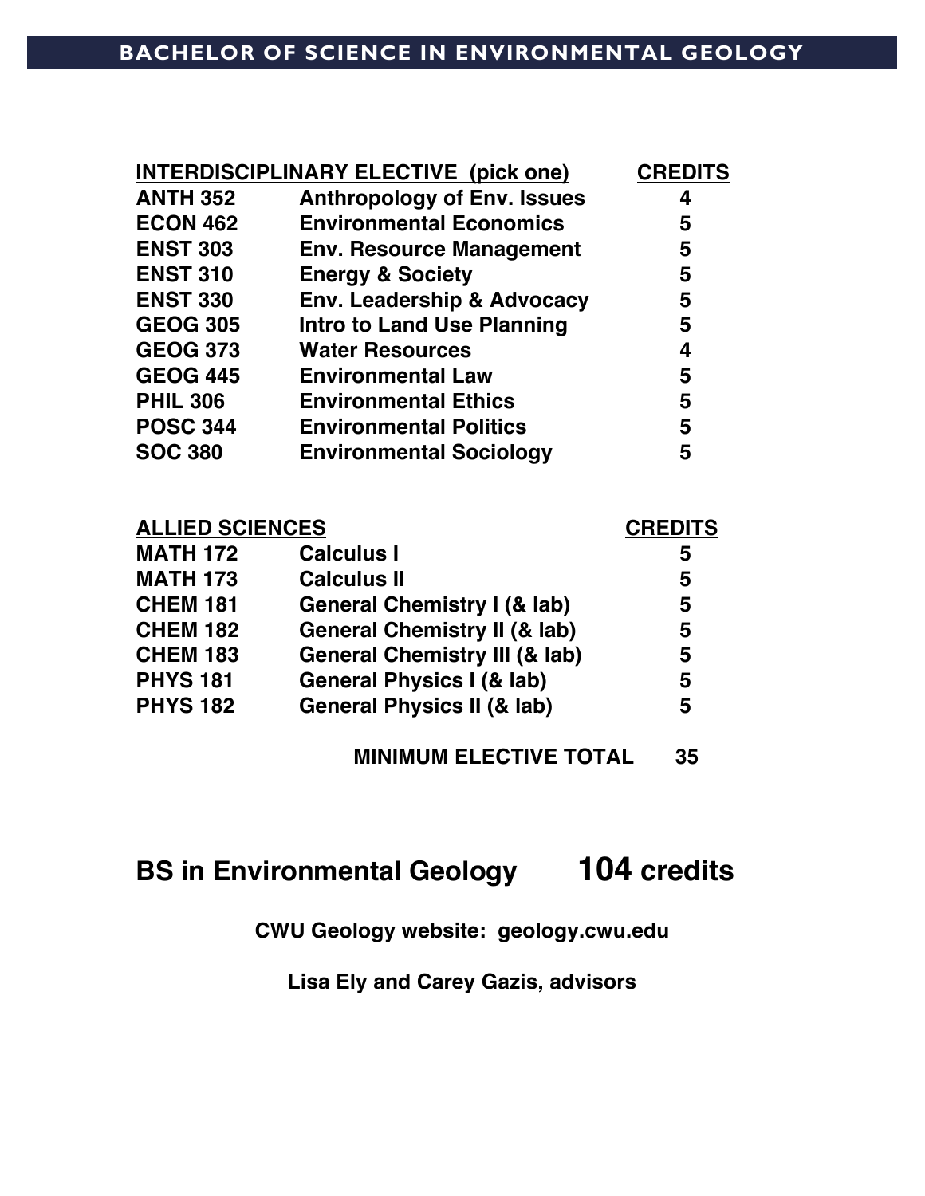# BACHELOR OF SCIENCE IN ENVIRONMENTAL GEOLOGY

| INTERDISCIPLINARY ELECTIVE (pick one) | | CREDITS |
|---|---|---|
| ANTH 352 | Anthropology of Env. Issues | 4 |
| ECON 462 | Environmental Economics | 5 |
| ENST 303 | Env. Resource Management | 5 |
| ENST 310 | Energy & Society | 5 |
| ENST 330 | Env. Leadership & Advocacy | 5 |
| GEOG 305 | Intro to Land Use Planning | 5 |
| GEOG 373 | Water Resources | 4 |
| GEOG 445 | Environmental Law | 5 |
| PHIL 306 | Environmental Ethics | 5 |
| POSC 344 | Environmental Politics | 5 |
| SOC 380 | Environmental Sociology | 5 |

| ALLIED SCIENCES | | CREDITS |
|---|---|---|
| MATH 172 | Calculus I | 5 |
| MATH 173 | Calculus II | 5 |
| CHEM 181 | General Chemistry I (& lab) | 5 |
| CHEM 182 | General Chemistry II (& lab) | 5 |
| CHEM 183 | General Chemistry III (& lab) | 5 |
| PHYS 181 | General Physics I (& lab) | 5 |
| PHYS 182 | General Physics II (& lab) | 5 |
| | **MINIMUM ELECTIVE TOTAL** | **35** |

## BS in Environmental Geology 104 credits

**CWU Geology website: geology.cwu.edu**

**Lisa Ely and Carey Gazis, advisors**